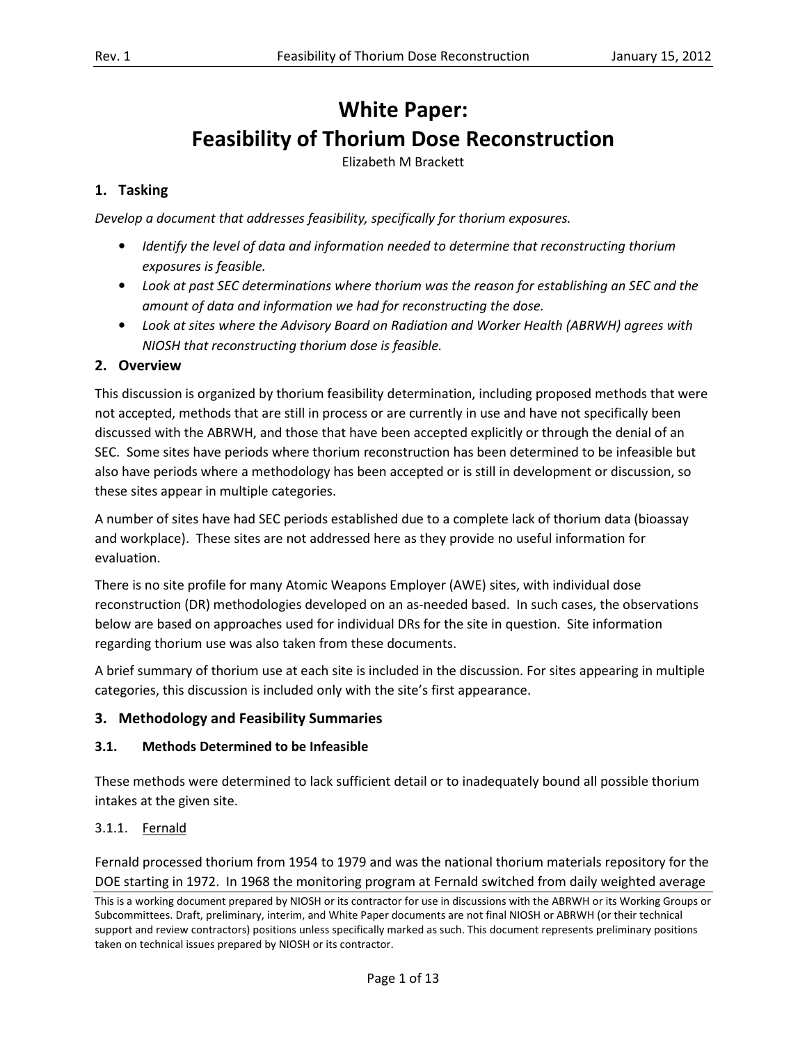# White Paper: Feasibility of Thorium Dose Reconstruction

Elizabeth M Brackett

## 1. Tasking

*Develop a document that addresses feasibility, specifically for thorium exposures.*

- *Identify the level of data and information needed to determine that reconstructing thorium exposures is feasible.*
- *Look at past SEC determinations where thorium was the reason for establishing an SEC and the amount of data and information we had for reconstructing the dose.*
- *Look at sites where the Advisory Board on Radiation and Worker Health (ABRWH) agrees with NIOSH that reconstructing thorium dose is feasible.*

## 2. Overview

This discussion is organized by thorium feasibility determination, including proposed methods that were not accepted, methods that are still in process or are currently in use and have not specifically been discussed with the ABRWH, and those that have been accepted explicitly or through the denial of an SEC. Some sites have periods where thorium reconstruction has been determined to be infeasible but also have periods where a methodology has been accepted or is still in development or discussion, so these sites appear in multiple categories.

A number of sites have had SEC periods established due to a complete lack of thorium data (bioassay and workplace). These sites are not addressed here as they provide no useful information for evaluation.

There is no site profile for many Atomic Weapons Employer (AWE) sites, with individual dose reconstruction (DR) methodologies developed on an as-needed based. In such cases, the observations below are based on approaches used for individual DRs for the site in question. Site information regarding thorium use was also taken from these documents.

A brief summary of thorium use at each site is included in the discussion. For sites appearing in multiple categories, this discussion is included only with the site's first appearance.

## 3. Methodology and Feasibility Summaries

### 3.1. Methods Determined to be Infeasible

These methods were determined to lack sufficient detail or to inadequately bound all possible thorium intakes at the given site.

#### 3.1.1. Fernald

Fernald processed thorium from 1954 to 1979 and was the national thorium materials repository for the DOE starting in 1972. In 1968 the monitoring program at Fernald switched from daily weighted average

This is a working document prepared by NIOSH or its contractor for use in discussions with the ABRWH or its Working Groups or Subcommittees. Draft, preliminary, interim, and White Paper documents are not final NIOSH or ABRWH (or their technical support and review contractors) positions unless specifically marked as such. This document represents preliminary positions taken on technical issues prepared by NIOSH or its contractor.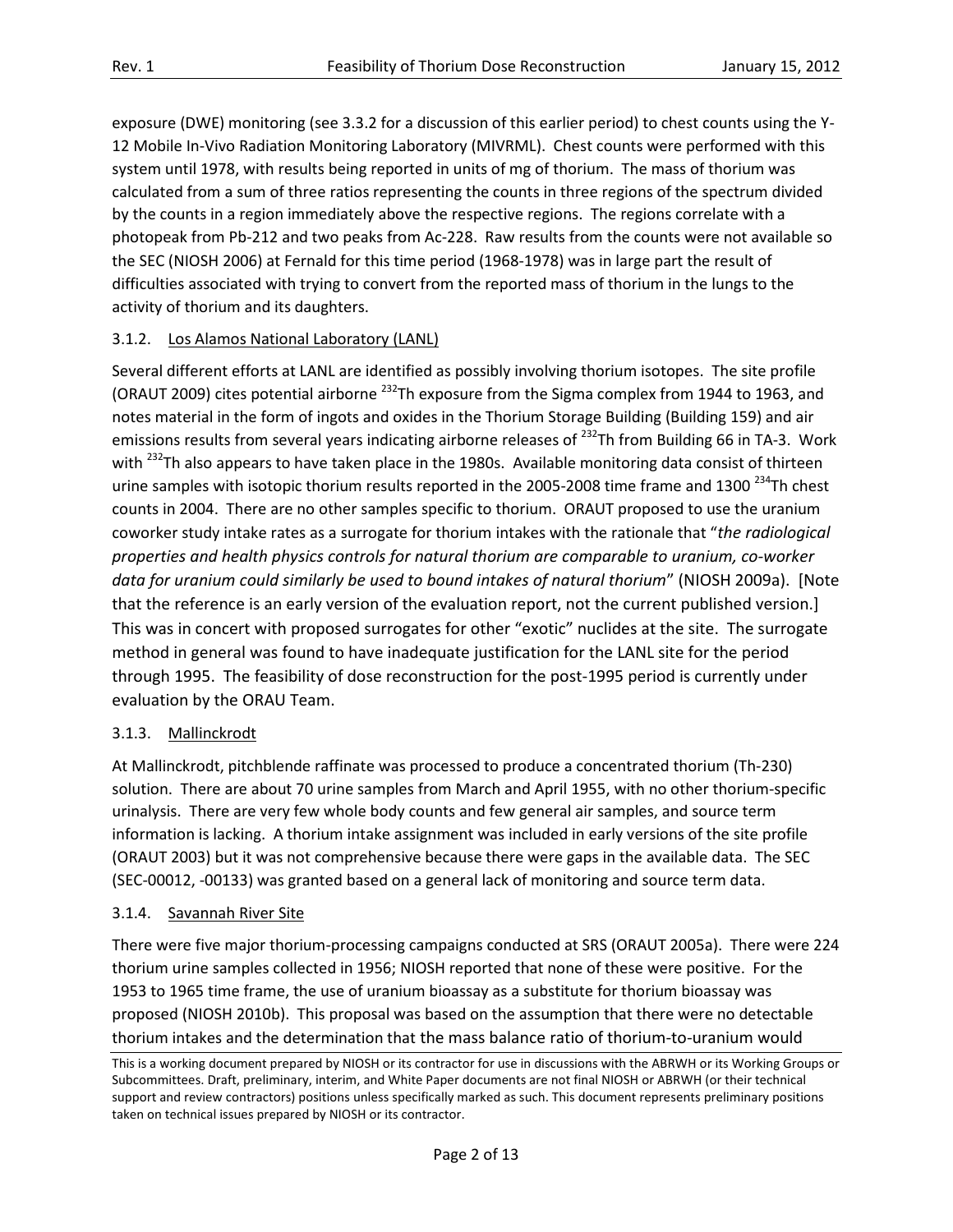exposure (DWE) monitoring (see 3.3.2 for a discussion of this earlier period) to chest counts using the Y-12 Mobile In-Vivo Radiation Monitoring Laboratory (MIVRML). Chest counts were performed with this system until 1978, with results being reported in units of mg of thorium. The mass of thorium was calculated from a sum of three ratios representing the counts in three regions of the spectrum divided by the counts in a region immediately above the respective regions. The regions correlate with a photopeak from Pb-212 and two peaks from Ac-228. Raw results from the counts were not available so the SEC (NIOSH 2006) at Fernald for this time period (1968-1978) was in large part the result of difficulties associated with trying to convert from the reported mass of thorium in the lungs to the activity of thorium and its daughters.

### 3.1.2. Los Alamos National Laboratory (LANL)

Several different efforts at LANL are identified as possibly involving thorium isotopes. The site profile (ORAUT 2009) cites potential airborne $^{232}$Th exposure from the Sigma complex from 1944 to 1963, and notes material in the form of ingots and oxides in the Thorium Storage Building (Building 159) and air emissions results from several years indicating airborne releases of $^{232}$Th from Building 66 in TA-3. Work with $^{232}$Th also appears to have taken place in the 1980s. Available monitoring data consist of thirteen urine samples with isotopic thorium results reported in the 2005-2008 time frame and 1300 $^{234}$Th chest counts in 2004. There are no other samples specific to thorium. ORAUT proposed to use the uranium coworker study intake rates as a surrogate for thorium intakes with the rationale that "*the radiological properties and health physics controls for natural thorium are comparable to uranium, co-worker data for uranium could similarly be used to bound intakes of natural thorium*" (NIOSH 2009a). [Note that the reference is an early version of the evaluation report, not the current published version.] This was in concert with proposed surrogates for other "exotic" nuclides at the site. The surrogate method in general was found to have inadequate justification for the LANL site for the period through 1995. The feasibility of dose reconstruction for the post-1995 period is currently under evaluation by the ORAU Team.

### 3.1.3. Mallinckrodt

At Mallinckrodt, pitchblende raffinate was processed to produce a concentrated thorium (Th-230) solution. There are about 70 urine samples from March and April 1955, with no other thorium-specific urinalysis. There are very few whole body counts and few general air samples, and source term information is lacking. A thorium intake assignment was included in early versions of the site profile (ORAUT 2003) but it was not comprehensive because there were gaps in the available data. The SEC (SEC-00012, -00133) was granted based on a general lack of monitoring and source term data.

### 3.1.4. Savannah River Site

There were five major thorium-processing campaigns conducted at SRS (ORAUT 2005a). There were 224 thorium urine samples collected in 1956; NIOSH reported that none of these were positive. For the 1953 to 1965 time frame, the use of uranium bioassay as a substitute for thorium bioassay was proposed (NIOSH 2010b). This proposal was based on the assumption that there were no detectable thorium intakes and the determination that the mass balance ratio of thorium-to-uranium would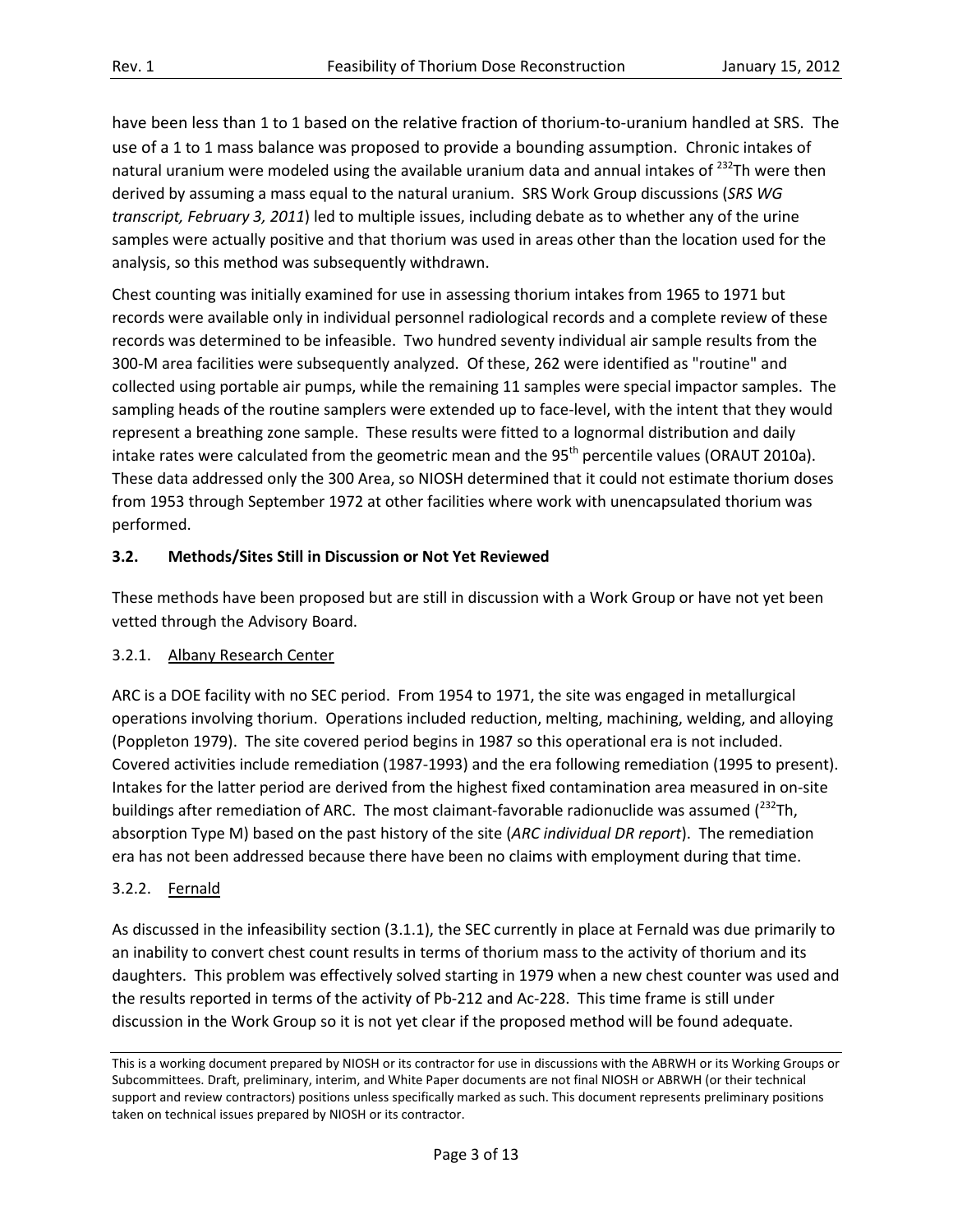have been less than 1 to 1 based on the relative fraction of thorium-to-uranium handled at SRS. The use of a 1 to 1 mass balance was proposed to provide a bounding assumption. Chronic intakes of natural uranium were modeled using the available uranium data and annual intakes of $^{232}$Th were then derived by assuming a mass equal to the natural uranium. SRS Work Group discussions (*SRS WG transcript, February 3, 2011*) led to multiple issues, including debate as to whether any of the urine samples were actually positive and that thorium was used in areas other than the location used for the analysis, so this method was subsequently withdrawn.

Chest counting was initially examined for use in assessing thorium intakes from 1965 to 1971 but records were available only in individual personnel radiological records and a complete review of these records was determined to be infeasible. Two hundred seventy individual air sample results from the 300-M area facilities were subsequently analyzed. Of these, 262 were identified as "routine" and collected using portable air pumps, while the remaining 11 samples were special impactor samples. The sampling heads of the routine samplers were extended up to face-level, with the intent that they would represent a breathing zone sample. These results were fitted to a lognormal distribution and daily intake rates were calculated from the geometric mean and the 95$^{th}$ percentile values (ORAUT 2010a). These data addressed only the 300 Area, so NIOSH determined that it could not estimate thorium doses from 1953 through September 1972 at other facilities where work with unencapsulated thorium was performed.

### 3.2. Methods/Sites Still in Discussion or Not Yet Reviewed

These methods have been proposed but are still in discussion with a Work Group or have not yet been vetted through the Advisory Board.

#### 3.2.1. Albany Research Center

ARC is a DOE facility with no SEC period. From 1954 to 1971, the site was engaged in metallurgical operations involving thorium. Operations included reduction, melting, machining, welding, and alloying (Poppleton 1979). The site covered period begins in 1987 so this operational era is not included. Covered activities include remediation (1987-1993) and the era following remediation (1995 to present). Intakes for the latter period are derived from the highest fixed contamination area measured in on-site buildings after remediation of ARC. The most claimant-favorable radionuclide was assumed ($^{232}$Th, absorption Type M) based on the past history of the site (*ARC individual DR report*). The remediation era has not been addressed because there have been no claims with employment during that time.

#### 3.2.2. Fernald

As discussed in the infeasibility section (3.1.1), the SEC currently in place at Fernald was due primarily to an inability to convert chest count results in terms of thorium mass to the activity of thorium and its daughters. This problem was effectively solved starting in 1979 when a new chest counter was used and the results reported in terms of the activity of Pb-212 and Ac-228. This time frame is still under discussion in the Work Group so it is not yet clear if the proposed method will be found adequate.

This is a working document prepared by NIOSH or its contractor for use in discussions with the ABRWH or its Working Groups or Subcommittees. Draft, preliminary, interim, and White Paper documents are not final NIOSH or ABRWH (or their technical support and review contractors) positions unless specifically marked as such. This document represents preliminary positions taken on technical issues prepared by NIOSH or its contractor.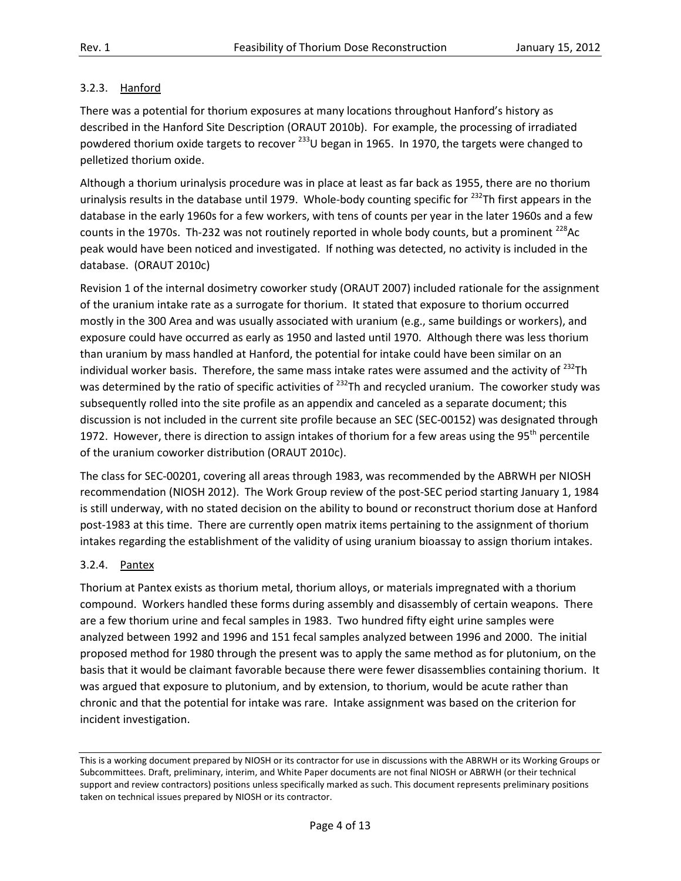### 3.2.3. Hanford

There was a potential for thorium exposures at many locations throughout Hanford's history as described in the Hanford Site Description (ORAUT 2010b). For example, the processing of irradiated powdered thorium oxide targets to recover $^{233}$U began in 1965. In 1970, the targets were changed to pelletized thorium oxide.

Although a thorium urinalysis procedure was in place at least as far back as 1955, there are no thorium urinalysis results in the database until 1979. Whole-body counting specific for $^{232}$Th first appears in the database in the early 1960s for a few workers, with tens of counts per year in the later 1960s and a few counts in the 1970s. Th-232 was not routinely reported in whole body counts, but a prominent $^{228}$Ac peak would have been noticed and investigated. If nothing was detected, no activity is included in the database. (ORAUT 2010c)

Revision 1 of the internal dosimetry coworker study (ORAUT 2007) included rationale for the assignment of the uranium intake rate as a surrogate for thorium. It stated that exposure to thorium occurred mostly in the 300 Area and was usually associated with uranium (e.g., same buildings or workers), and exposure could have occurred as early as 1950 and lasted until 1970. Although there was less thorium than uranium by mass handled at Hanford, the potential for intake could have been similar on an individual worker basis. Therefore, the same mass intake rates were assumed and the activity of $^{232}$Th was determined by the ratio of specific activities of $^{232}$Th and recycled uranium. The coworker study was subsequently rolled into the site profile as an appendix and canceled as a separate document; this discussion is not included in the current site profile because an SEC (SEC-00152) was designated through 1972. However, there is direction to assign intakes of thorium for a few areas using the 95$^{th}$ percentile of the uranium coworker distribution (ORAUT 2010c).

The class for SEC-00201, covering all areas through 1983, was recommended by the ABRWH per NIOSH recommendation (NIOSH 2012). The Work Group review of the post-SEC period starting January 1, 1984 is still underway, with no stated decision on the ability to bound or reconstruct thorium dose at Hanford post-1983 at this time. There are currently open matrix items pertaining to the assignment of thorium intakes regarding the establishment of the validity of using uranium bioassay to assign thorium intakes.

### 3.2.4. Pantex

Thorium at Pantex exists as thorium metal, thorium alloys, or materials impregnated with a thorium compound. Workers handled these forms during assembly and disassembly of certain weapons. There are a few thorium urine and fecal samples in 1983. Two hundred fifty eight urine samples were analyzed between 1992 and 1996 and 151 fecal samples analyzed between 1996 and 2000. The initial proposed method for 1980 through the present was to apply the same method as for plutonium, on the basis that it would be claimant favorable because there were fewer disassemblies containing thorium. It was argued that exposure to plutonium, and by extension, to thorium, would be acute rather than chronic and that the potential for intake was rare. Intake assignment was based on the criterion for incident investigation.

This is a working document prepared by NIOSH or its contractor for use in discussions with the ABRWH or its Working Groups or Subcommittees. Draft, preliminary, interim, and White Paper documents are not final NIOSH or ABRWH (or their technical support and review contractors) positions unless specifically marked as such. This document represents preliminary positions taken on technical issues prepared by NIOSH or its contractor.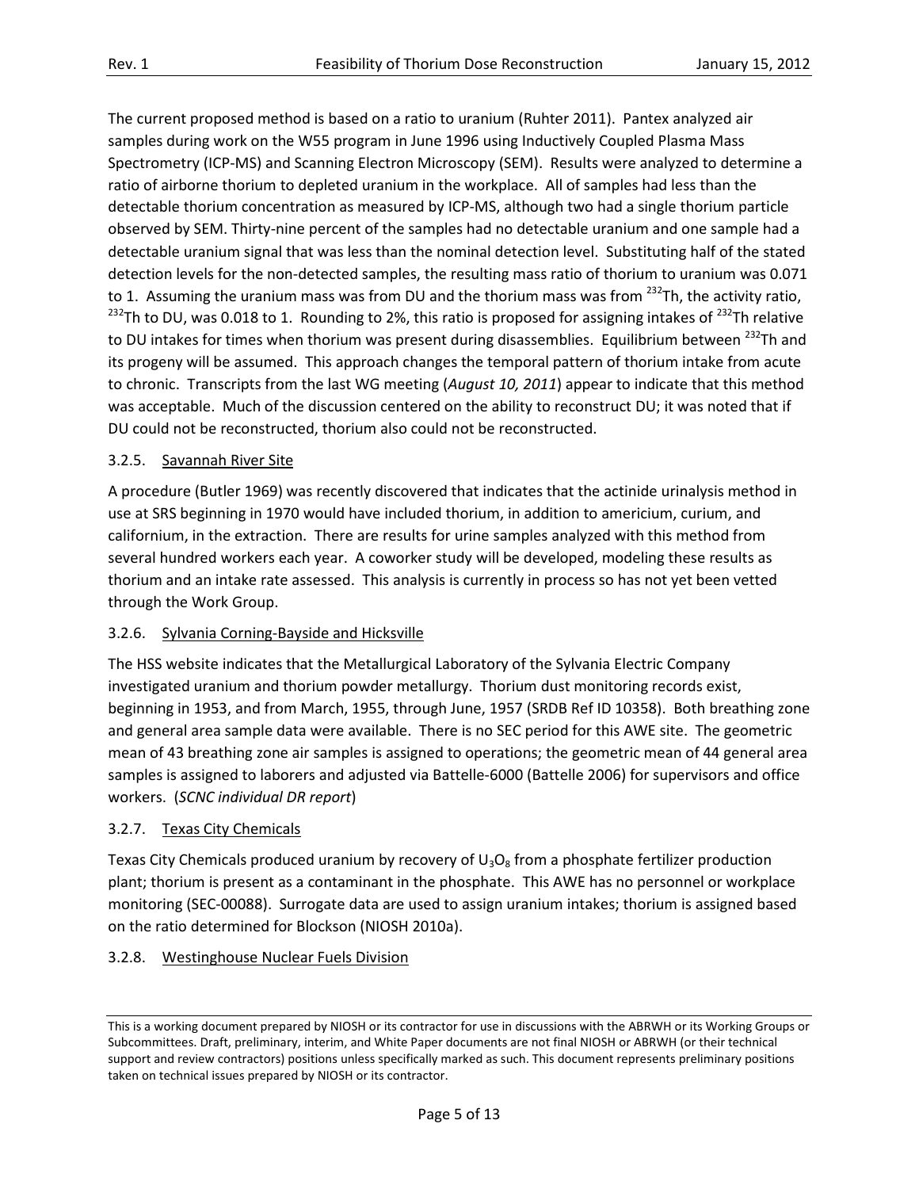The current proposed method is based on a ratio to uranium (Ruhter 2011). Pantex analyzed air samples during work on the W55 program in June 1996 using Inductively Coupled Plasma Mass Spectrometry (ICP-MS) and Scanning Electron Microscopy (SEM). Results were analyzed to determine a ratio of airborne thorium to depleted uranium in the workplace. All of samples had less than the detectable thorium concentration as measured by ICP-MS, although two had a single thorium particle observed by SEM. Thirty-nine percent of the samples had no detectable uranium and one sample had a detectable uranium signal that was less than the nominal detection level. Substituting half of the stated detection levels for the non-detected samples, the resulting mass ratio of thorium to uranium was 0.071 to 1. Assuming the uranium mass was from DU and the thorium mass was from $^{232}$Th, the activity ratio, $^{232}$Th to DU, was 0.018 to 1. Rounding to 2%, this ratio is proposed for assigning intakes of $^{232}$Th relative to DU intakes for times when thorium was present during disassemblies. Equilibrium between $^{232}$Th and its progeny will be assumed. This approach changes the temporal pattern of thorium intake from acute to chronic. Transcripts from the last WG meeting (*August 10, 2011*) appear to indicate that this method was acceptable. Much of the discussion centered on the ability to reconstruct DU; it was noted that if DU could not be reconstructed, thorium also could not be reconstructed.

#### 3.2.5. Savannah River Site

A procedure (Butler 1969) was recently discovered that indicates that the actinide urinalysis method in use at SRS beginning in 1970 would have included thorium, in addition to americium, curium, and californium, in the extraction. There are results for urine samples analyzed with this method from several hundred workers each year. A coworker study will be developed, modeling these results as thorium and an intake rate assessed. This analysis is currently in process so has not yet been vetted through the Work Group.

#### 3.2.6. Sylvania Corning-Bayside and Hicksville

The HSS website indicates that the Metallurgical Laboratory of the Sylvania Electric Company investigated uranium and thorium powder metallurgy. Thorium dust monitoring records exist, beginning in 1953, and from March, 1955, through June, 1957 (SRDB Ref ID 10358). Both breathing zone and general area sample data were available. There is no SEC period for this AWE site. The geometric mean of 43 breathing zone air samples is assigned to operations; the geometric mean of 44 general area samples is assigned to laborers and adjusted via Battelle-6000 (Battelle 2006) for supervisors and office workers. (*SCNC individual DR report*)

#### 3.2.7. Texas City Chemicals

Texas City Chemicals produced uranium by recovery of $U_3O_8$ from a phosphate fertilizer production plant; thorium is present as a contaminant in the phosphate. This AWE has no personnel or workplace monitoring (SEC-00088). Surrogate data are used to assign uranium intakes; thorium is assigned based on the ratio determined for Blockson (NIOSH 2010a).

#### 3.2.8. Westinghouse Nuclear Fuels Division

This is a working document prepared by NIOSH or its contractor for use in discussions with the ABRWH or its Working Groups or Subcommittees. Draft, preliminary, interim, and White Paper documents are not final NIOSH or ABRWH (or their technical support and review contractors) positions unless specifically marked as such. This document represents preliminary positions taken on technical issues prepared by NIOSH or its contractor.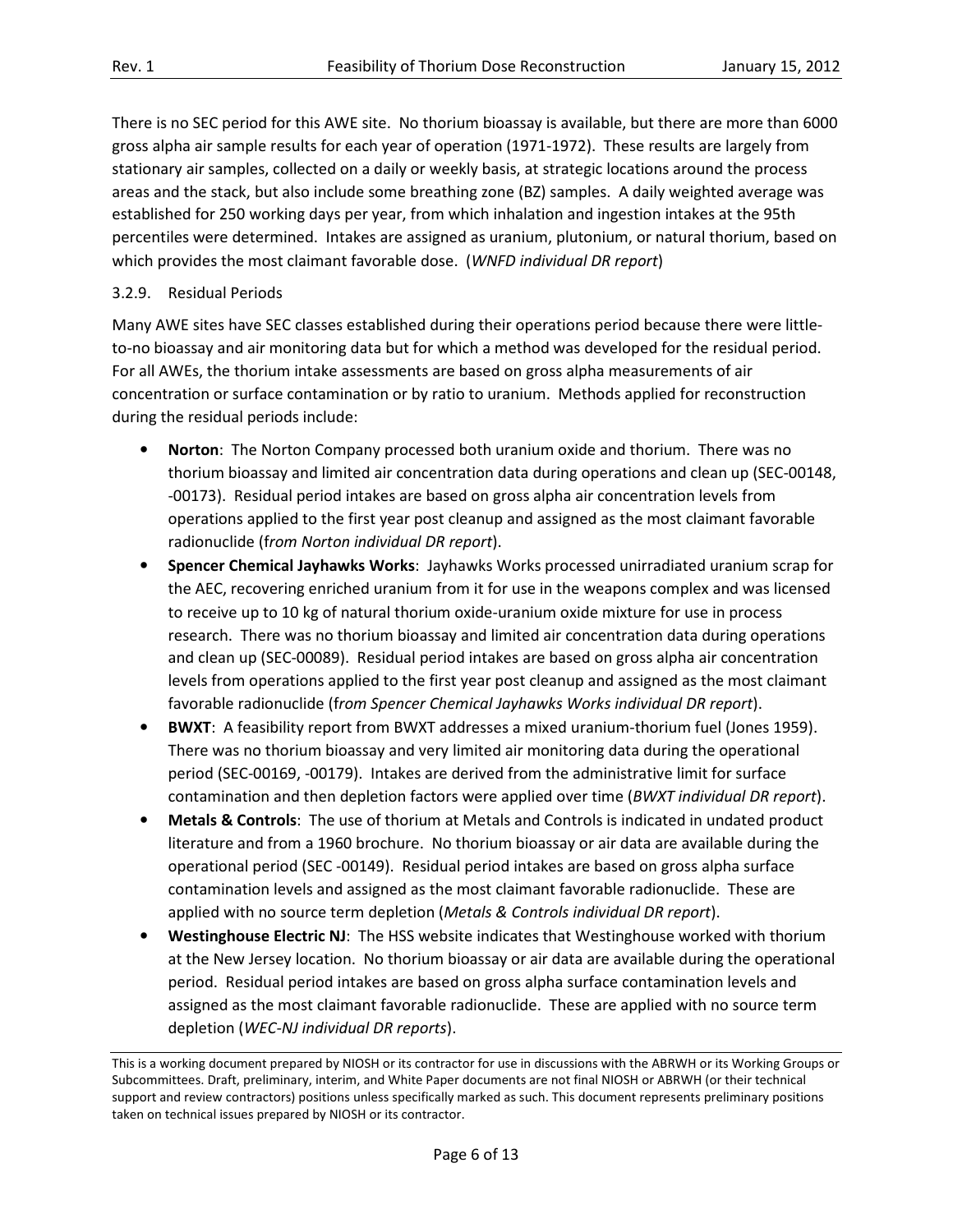There is no SEC period for this AWE site. No thorium bioassay is available, but there are more than 6000 gross alpha air sample results for each year of operation (1971-1972). These results are largely from stationary air samples, collected on a daily or weekly basis, at strategic locations around the process areas and the stack, but also include some breathing zone (BZ) samples. A daily weighted average was established for 250 working days per year, from which inhalation and ingestion intakes at the 95th percentiles were determined. Intakes are assigned as uranium, plutonium, or natural thorium, based on which provides the most claimant favorable dose. (*WNFD individual DR report*)

### 3.2.9. Residual Periods

Many AWE sites have SEC classes established during their operations period because there were little-to-no bioassay and air monitoring data but for which a method was developed for the residual period. For all AWEs, the thorium intake assessments are based on gross alpha measurements of air concentration or surface contamination or by ratio to uranium. Methods applied for reconstruction during the residual periods include:

- **Norton**: The Norton Company processed both uranium oxide and thorium. There was no thorium bioassay and limited air concentration data during operations and clean up (SEC-00148, -00173). Residual period intakes are based on gross alpha air concentration levels from operations applied to the first year post cleanup and assigned as the most claimant favorable radionuclide (f*rom Norton individual DR report*).
- **Spencer Chemical Jayhawks Works**: Jayhawks Works processed unirradiated uranium scrap for the AEC, recovering enriched uranium from it for use in the weapons complex and was licensed to receive up to 10 kg of natural thorium oxide-uranium oxide mixture for use in process research. There was no thorium bioassay and limited air concentration data during operations and clean up (SEC-00089). Residual period intakes are based on gross alpha air concentration levels from operations applied to the first year post cleanup and assigned as the most claimant favorable radionuclide (f*rom Spencer Chemical Jayhawks Works individual DR report*).
- **BWXT**: A feasibility report from BWXT addresses a mixed uranium-thorium fuel (Jones 1959). There was no thorium bioassay and very limited air monitoring data during the operational period (SEC-00169, -00179). Intakes are derived from the administrative limit for surface contamination and then depletion factors were applied over time (*BWXT individual DR report*).
- **Metals & Controls**: The use of thorium at Metals and Controls is indicated in undated product literature and from a 1960 brochure. No thorium bioassay or air data are available during the operational period (SEC -00149). Residual period intakes are based on gross alpha surface contamination levels and assigned as the most claimant favorable radionuclide. These are applied with no source term depletion (*Metals & Controls individual DR report*).
- **Westinghouse Electric NJ**: The HSS website indicates that Westinghouse worked with thorium at the New Jersey location. No thorium bioassay or air data are available during the operational period. Residual period intakes are based on gross alpha surface contamination levels and assigned as the most claimant favorable radionuclide. These are applied with no source term depletion (*WEC-NJ individual DR reports*).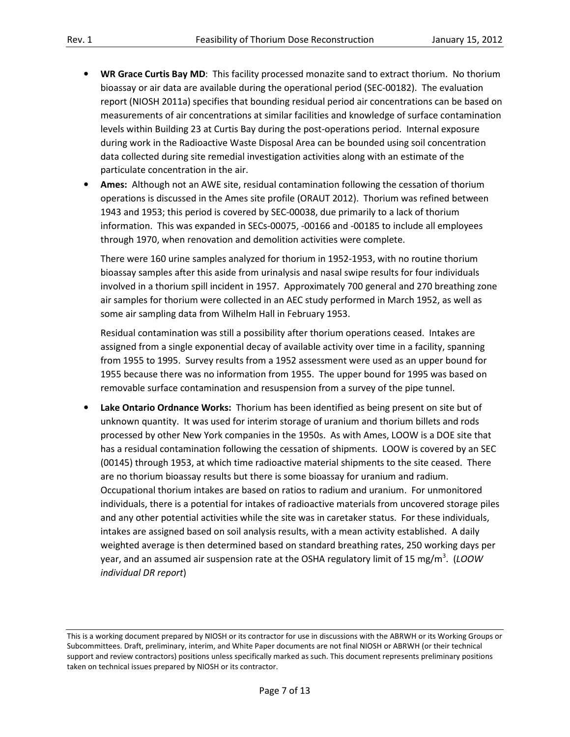- **WR Grace Curtis Bay MD**: This facility processed monazite sand to extract thorium. No thorium bioassay or air data are available during the operational period (SEC-00182). The evaluation report (NIOSH 2011a) specifies that bounding residual period air concentrations can be based on measurements of air concentrations at similar facilities and knowledge of surface contamination levels within Building 23 at Curtis Bay during the post-operations period. Internal exposure during work in the Radioactive Waste Disposal Area can be bounded using soil concentration data collected during site remedial investigation activities along with an estimate of the particulate concentration in the air.
- **Ames:** Although not an AWE site, residual contamination following the cessation of thorium operations is discussed in the Ames site profile (ORAUT 2012). Thorium was refined between 1943 and 1953; this period is covered by SEC-00038, due primarily to a lack of thorium information. This was expanded in SECs-00075, -00166 and -00185 to include all employees through 1970, when renovation and demolition activities were complete.

  There were 160 urine samples analyzed for thorium in 1952-1953, with no routine thorium bioassay samples after this aside from urinalysis and nasal swipe results for four individuals involved in a thorium spill incident in 1957. Approximately 700 general and 270 breathing zone air samples for thorium were collected in an AEC study performed in March 1952, as well as some air sampling data from Wilhelm Hall in February 1953.

  Residual contamination was still a possibility after thorium operations ceased. Intakes are assigned from a single exponential decay of available activity over time in a facility, spanning from 1955 to 1995. Survey results from a 1952 assessment were used as an upper bound for 1955 because there was no information from 1955. The upper bound for 1995 was based on removable surface contamination and resuspension from a survey of the pipe tunnel.
- **Lake Ontario Ordnance Works:** Thorium has been identified as being present on site but of unknown quantity. It was used for interim storage of uranium and thorium billets and rods processed by other New York companies in the 1950s. As with Ames, LOOW is a DOE site that has a residual contamination following the cessation of shipments. LOOW is covered by an SEC (00145) through 1953, at which time radioactive material shipments to the site ceased. There are no thorium bioassay results but there is some bioassay for uranium and radium. Occupational thorium intakes are based on ratios to radium and uranium. For unmonitored individuals, there is a potential for intakes of radioactive materials from uncovered storage piles and any other potential activities while the site was in caretaker status. For these individuals, intakes are assigned based on soil analysis results, with a mean activity established. A daily weighted average is then determined based on standard breathing rates, 250 working days per year, and an assumed air suspension rate at the OSHA regulatory limit of 15 mg/m$^3$. (*LOOW individual DR report*)

This is a working document prepared by NIOSH or its contractor for use in discussions with the ABRWH or its Working Groups or Subcommittees. Draft, preliminary, interim, and White Paper documents are not final NIOSH or ABRWH (or their technical support and review contractors) positions unless specifically marked as such. This document represents preliminary positions taken on technical issues prepared by NIOSH or its contractor.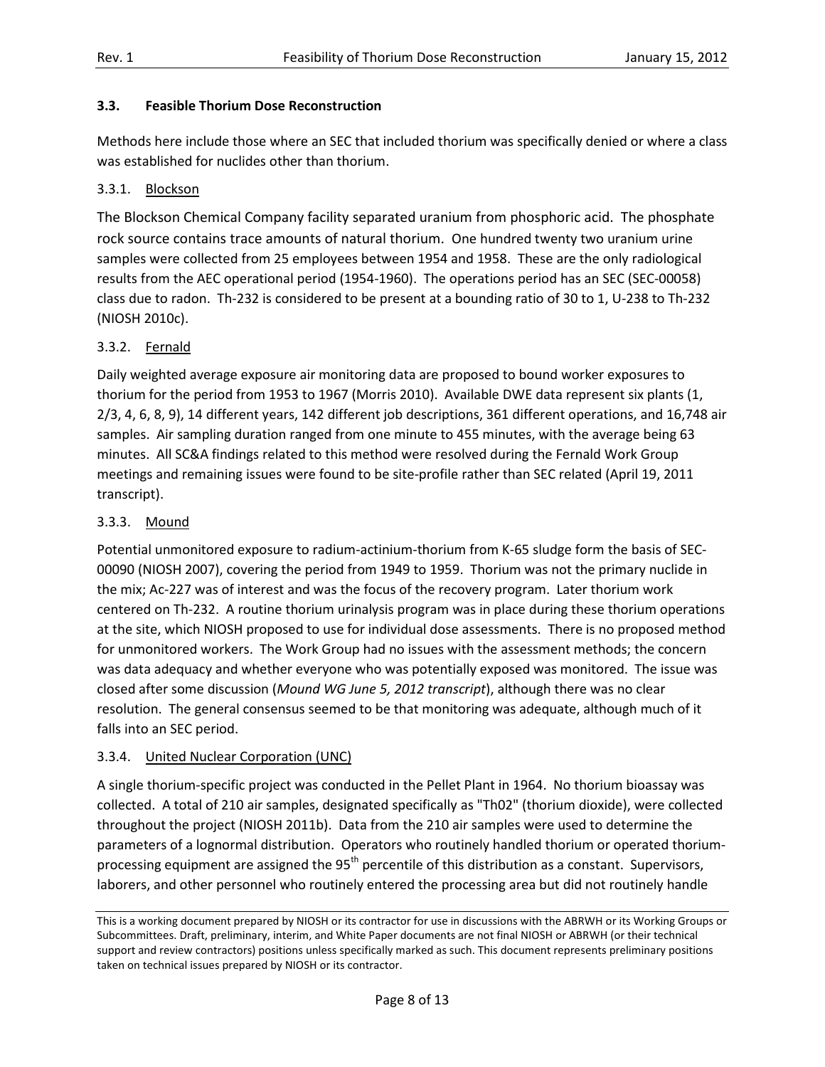### 3.3. Feasible Thorium Dose Reconstruction

Methods here include those where an SEC that included thorium was specifically denied or where a class was established for nuclides other than thorium.

#### 3.3.1. Blockson

The Blockson Chemical Company facility separated uranium from phosphoric acid. The phosphate rock source contains trace amounts of natural thorium. One hundred twenty two uranium urine samples were collected from 25 employees between 1954 and 1958. These are the only radiological results from the AEC operational period (1954-1960). The operations period has an SEC (SEC-00058) class due to radon. Th-232 is considered to be present at a bounding ratio of 30 to 1, U-238 to Th-232 (NIOSH 2010c).

#### 3.3.2. Fernald

Daily weighted average exposure air monitoring data are proposed to bound worker exposures to thorium for the period from 1953 to 1967 (Morris 2010). Available DWE data represent six plants (1, 2/3, 4, 6, 8, 9), 14 different years, 142 different job descriptions, 361 different operations, and 16,748 air samples. Air sampling duration ranged from one minute to 455 minutes, with the average being 63 minutes. All SC&A findings related to this method were resolved during the Fernald Work Group meetings and remaining issues were found to be site-profile rather than SEC related (April 19, 2011 transcript).

#### 3.3.3. Mound

Potential unmonitored exposure to radium-actinium-thorium from K-65 sludge form the basis of SEC-00090 (NIOSH 2007), covering the period from 1949 to 1959. Thorium was not the primary nuclide in the mix; Ac-227 was of interest and was the focus of the recovery program. Later thorium work centered on Th-232. A routine thorium urinalysis program was in place during these thorium operations at the site, which NIOSH proposed to use for individual dose assessments. There is no proposed method for unmonitored workers. The Work Group had no issues with the assessment methods; the concern was data adequacy and whether everyone who was potentially exposed was monitored. The issue was closed after some discussion (*Mound WG June 5, 2012 transcript*), although there was no clear resolution. The general consensus seemed to be that monitoring was adequate, although much of it falls into an SEC period.

#### 3.3.4. United Nuclear Corporation (UNC)

A single thorium-specific project was conducted in the Pellet Plant in 1964. No thorium bioassay was collected. A total of 210 air samples, designated specifically as "Th02" (thorium dioxide), were collected throughout the project (NIOSH 2011b). Data from the 210 air samples were used to determine the parameters of a lognormal distribution. Operators who routinely handled thorium or operated thorium-processing equipment are assigned the 95th percentile of this distribution as a constant. Supervisors, laborers, and other personnel who routinely entered the processing area but did not routinely handle

This is a working document prepared by NIOSH or its contractor for use in discussions with the ABRWH or its Working Groups or Subcommittees. Draft, preliminary, interim, and White Paper documents are not final NIOSH or ABRWH (or their technical support and review contractors) positions unless specifically marked as such. This document represents preliminary positions taken on technical issues prepared by NIOSH or its contractor.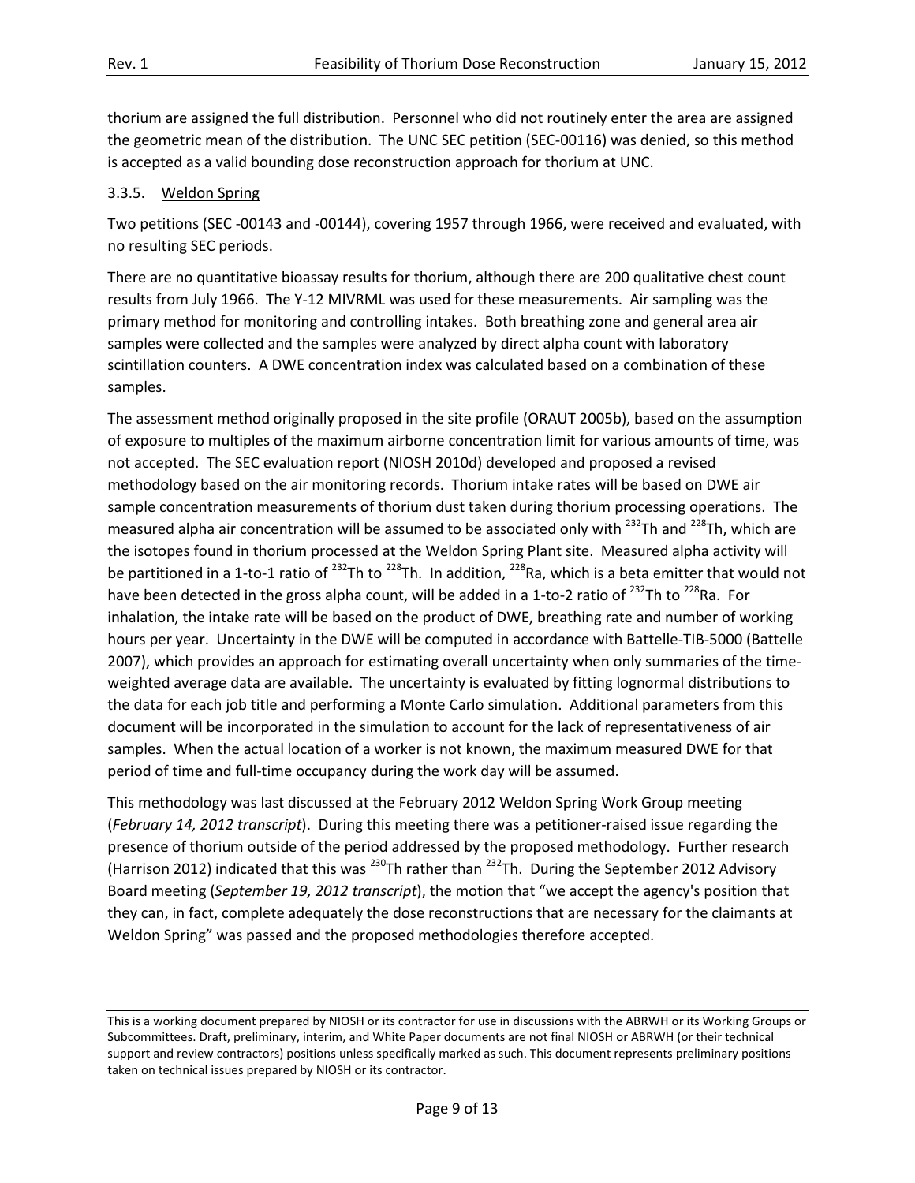thorium are assigned the full distribution. Personnel who did not routinely enter the area are assigned the geometric mean of the distribution. The UNC SEC petition (SEC-00116) was denied, so this method is accepted as a valid bounding dose reconstruction approach for thorium at UNC.

### 3.3.5. Weldon Spring

Two petitions (SEC -00143 and -00144), covering 1957 through 1966, were received and evaluated, with no resulting SEC periods.

There are no quantitative bioassay results for thorium, although there are 200 qualitative chest count results from July 1966. The Y-12 MIVRML was used for these measurements. Air sampling was the primary method for monitoring and controlling intakes. Both breathing zone and general area air samples were collected and the samples were analyzed by direct alpha count with laboratory scintillation counters. A DWE concentration index was calculated based on a combination of these samples.

The assessment method originally proposed in the site profile (ORAUT 2005b), based on the assumption of exposure to multiples of the maximum airborne concentration limit for various amounts of time, was not accepted. The SEC evaluation report (NIOSH 2010d) developed and proposed a revised methodology based on the air monitoring records. Thorium intake rates will be based on DWE air sample concentration measurements of thorium dust taken during thorium processing operations. The measured alpha air concentration will be assumed to be associated only with $^{232}$Th and $^{228}$Th, which are the isotopes found in thorium processed at the Weldon Spring Plant site. Measured alpha activity will be partitioned in a 1-to-1 ratio of $^{232}$Th to $^{228}$Th. In addition, $^{228}$Ra, which is a beta emitter that would not have been detected in the gross alpha count, will be added in a 1-to-2 ratio of $^{232}$Th to $^{228}$Ra. For inhalation, the intake rate will be based on the product of DWE, breathing rate and number of working hours per year. Uncertainty in the DWE will be computed in accordance with Battelle-TIB-5000 (Battelle 2007), which provides an approach for estimating overall uncertainty when only summaries of the time-weighted average data are available. The uncertainty is evaluated by fitting lognormal distributions to the data for each job title and performing a Monte Carlo simulation. Additional parameters from this document will be incorporated in the simulation to account for the lack of representativeness of air samples. When the actual location of a worker is not known, the maximum measured DWE for that period of time and full-time occupancy during the work day will be assumed.

This methodology was last discussed at the February 2012 Weldon Spring Work Group meeting (*February 14, 2012 transcript*). During this meeting there was a petitioner-raised issue regarding the presence of thorium outside of the period addressed by the proposed methodology. Further research (Harrison 2012) indicated that this was $^{230}$Th rather than $^{232}$Th. During the September 2012 Advisory Board meeting (*September 19, 2012 transcript*), the motion that "we accept the agency's position that they can, in fact, complete adequately the dose reconstructions that are necessary for the claimants at Weldon Spring" was passed and the proposed methodologies therefore accepted.

This is a working document prepared by NIOSH or its contractor for use in discussions with the ABRWH or its Working Groups or Subcommittees. Draft, preliminary, interim, and White Paper documents are not final NIOSH or ABRWH (or their technical support and review contractors) positions unless specifically marked as such. This document represents preliminary positions taken on technical issues prepared by NIOSH or its contractor.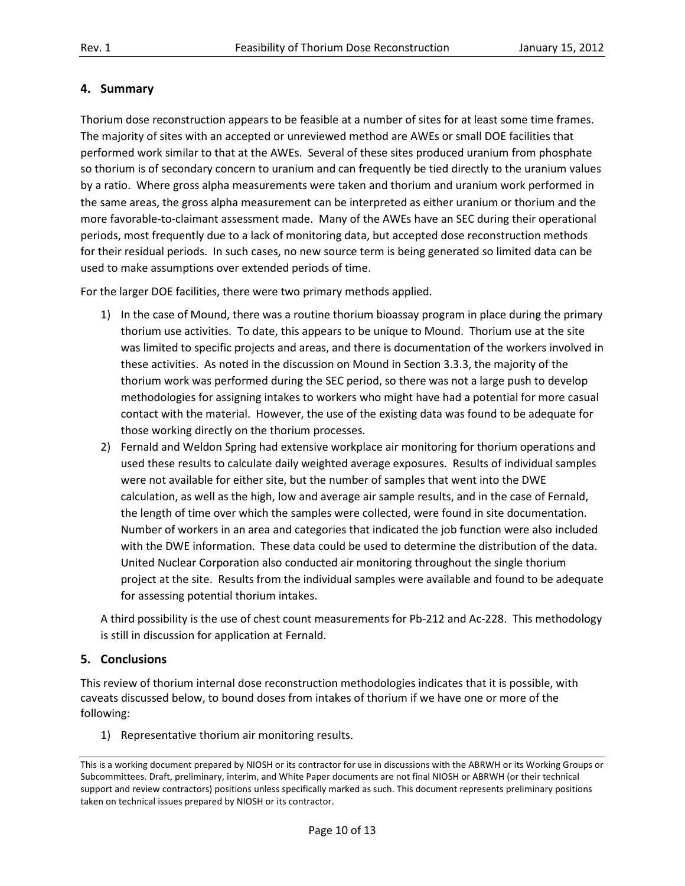## 4. Summary

Thorium dose reconstruction appears to be feasible at a number of sites for at least some time frames. The majority of sites with an accepted or unreviewed method are AWEs or small DOE facilities that performed work similar to that at the AWEs. Several of these sites produced uranium from phosphate so thorium is of secondary concern to uranium and can frequently be tied directly to the uranium values by a ratio. Where gross alpha measurements were taken and thorium and uranium work performed in the same areas, the gross alpha measurement can be interpreted as either uranium or thorium and the more favorable-to-claimant assessment made. Many of the AWEs have an SEC during their operational periods, most frequently due to a lack of monitoring data, but accepted dose reconstruction methods for their residual periods. In such cases, no new source term is being generated so limited data can be used to make assumptions over extended periods of time.

For the larger DOE facilities, there were two primary methods applied.

1) In the case of Mound, there was a routine thorium bioassay program in place during the primary thorium use activities. To date, this appears to be unique to Mound. Thorium use at the site was limited to specific projects and areas, and there is documentation of the workers involved in these activities. As noted in the discussion on Mound in Section 3.3.3, the majority of the thorium work was performed during the SEC period, so there was not a large push to develop methodologies for assigning intakes to workers who might have had a potential for more casual contact with the material. However, the use of the existing data was found to be adequate for those working directly on the thorium processes.
2) Fernald and Weldon Spring had extensive workplace air monitoring for thorium operations and used these results to calculate daily weighted average exposures. Results of individual samples were not available for either site, but the number of samples that went into the DWE calculation, as well as the high, low and average air sample results, and in the case of Fernald, the length of time over which the samples were collected, were found in site documentation. Number of workers in an area and categories that indicated the job function were also included with the DWE information. These data could be used to determine the distribution of the data. United Nuclear Corporation also conducted air monitoring throughout the single thorium project at the site. Results from the individual samples were available and found to be adequate for assessing potential thorium intakes.

A third possibility is the use of chest count measurements for Pb-212 and Ac-228. This methodology is still in discussion for application at Fernald.

## 5. Conclusions

This review of thorium internal dose reconstruction methodologies indicates that it is possible, with caveats discussed below, to bound doses from intakes of thorium if we have one or more of the following:

1) Representative thorium air monitoring results.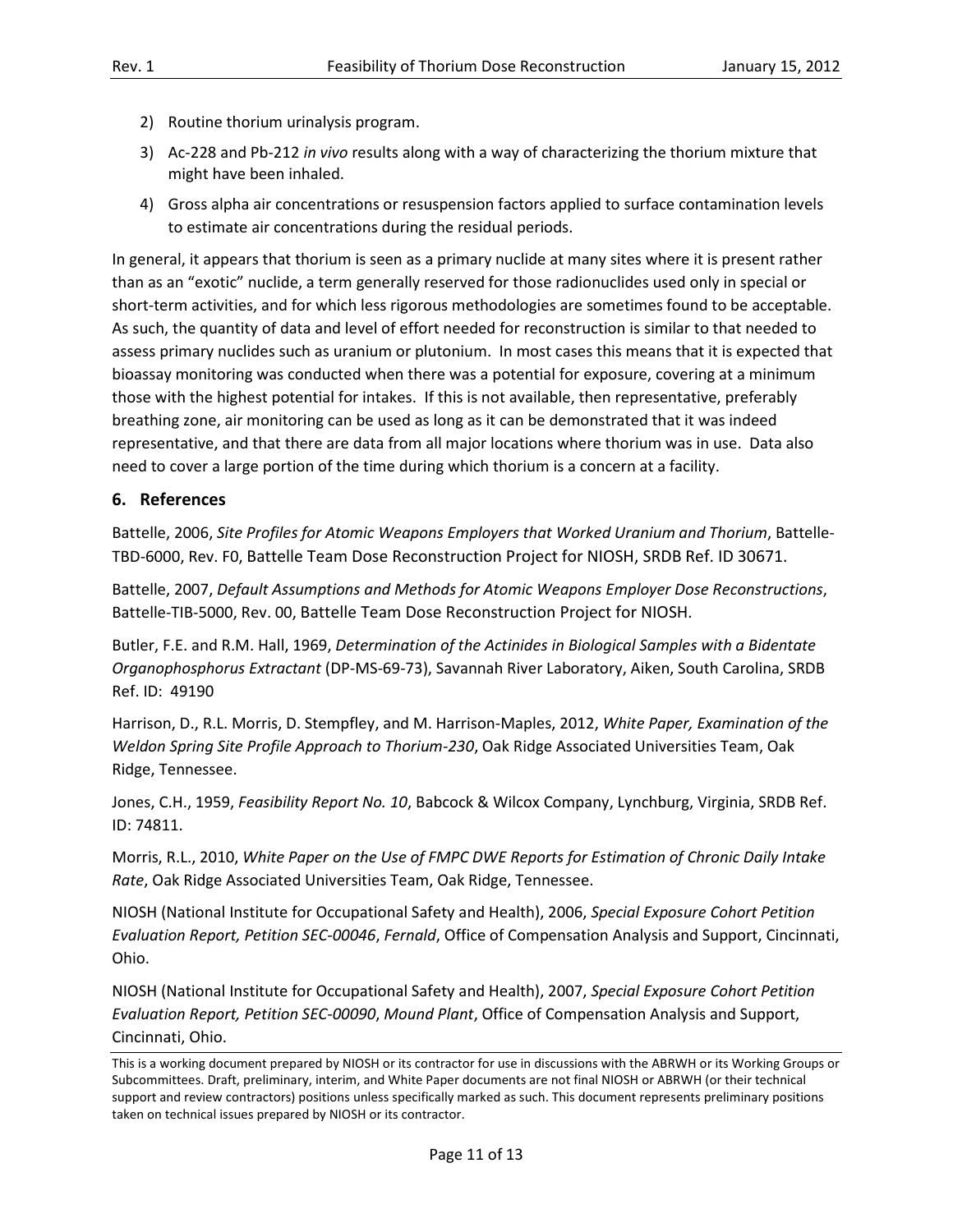2) Routine thorium urinalysis program.
3) Ac-228 and Pb-212 *in vivo* results along with a way of characterizing the thorium mixture that might have been inhaled.
4) Gross alpha air concentrations or resuspension factors applied to surface contamination levels to estimate air concentrations during the residual periods.

In general, it appears that thorium is seen as a primary nuclide at many sites where it is present rather than as an "exotic" nuclide, a term generally reserved for those radionuclides used only in special or short-term activities, and for which less rigorous methodologies are sometimes found to be acceptable. As such, the quantity of data and level of effort needed for reconstruction is similar to that needed to assess primary nuclides such as uranium or plutonium. In most cases this means that it is expected that bioassay monitoring was conducted when there was a potential for exposure, covering at a minimum those with the highest potential for intakes. If this is not available, then representative, preferably breathing zone, air monitoring can be used as long as it can be demonstrated that it was indeed representative, and that there are data from all major locations where thorium was in use. Data also need to cover a large portion of the time during which thorium is a concern at a facility.

## 6. References

Battelle, 2006, *Site Profiles for Atomic Weapons Employers that Worked Uranium and Thorium*, Battelle-TBD-6000, Rev. F0, Battelle Team Dose Reconstruction Project for NIOSH, SRDB Ref. ID 30671.

Battelle, 2007, *Default Assumptions and Methods for Atomic Weapons Employer Dose Reconstructions*, Battelle-TIB-5000, Rev. 00, Battelle Team Dose Reconstruction Project for NIOSH.

Butler, F.E. and R.M. Hall, 1969, *Determination of the Actinides in Biological Samples with a Bidentate Organophosphorus Extractant* (DP-MS-69-73), Savannah River Laboratory, Aiken, South Carolina, SRDB Ref. ID: 49190

Harrison, D., R.L. Morris, D. Stempfley, and M. Harrison-Maples, 2012, *White Paper, Examination of the Weldon Spring Site Profile Approach to Thorium-230*, Oak Ridge Associated Universities Team, Oak Ridge, Tennessee.

Jones, C.H., 1959, *Feasibility Report No. 10*, Babcock & Wilcox Company, Lynchburg, Virginia, SRDB Ref. ID: 74811.

Morris, R.L., 2010, *White Paper on the Use of FMPC DWE Reports for Estimation of Chronic Daily Intake Rate*, Oak Ridge Associated Universities Team, Oak Ridge, Tennessee.

NIOSH (National Institute for Occupational Safety and Health), 2006, *Special Exposure Cohort Petition Evaluation Report, Petition SEC-00046*, *Fernald*, Office of Compensation Analysis and Support, Cincinnati, Ohio.

NIOSH (National Institute for Occupational Safety and Health), 2007, *Special Exposure Cohort Petition Evaluation Report, Petition SEC-00090*, *Mound Plant*, Office of Compensation Analysis and Support, Cincinnati, Ohio.

This is a working document prepared by NIOSH or its contractor for use in discussions with the ABRWH or its Working Groups or Subcommittees. Draft, preliminary, interim, and White Paper documents are not final NIOSH or ABRWH (or their technical support and review contractors) positions unless specifically marked as such. This document represents preliminary positions taken on technical issues prepared by NIOSH or its contractor.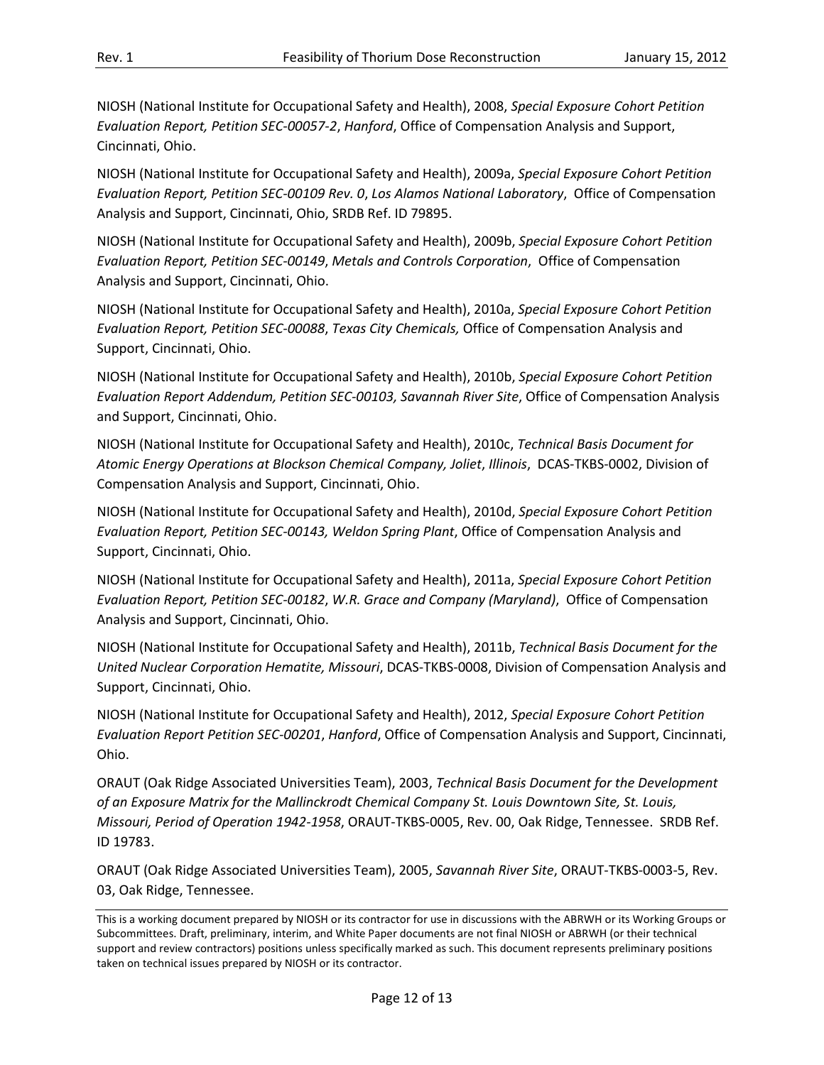NIOSH (National Institute for Occupational Safety and Health), 2008, *Special Exposure Cohort Petition Evaluation Report, Petition SEC-00057-2*, *Hanford*, Office of Compensation Analysis and Support, Cincinnati, Ohio.

NIOSH (National Institute for Occupational Safety and Health), 2009a, *Special Exposure Cohort Petition Evaluation Report, Petition SEC-00109 Rev. 0*, *Los Alamos National Laboratory*, Office of Compensation Analysis and Support, Cincinnati, Ohio, SRDB Ref. ID 79895.

NIOSH (National Institute for Occupational Safety and Health), 2009b, *Special Exposure Cohort Petition Evaluation Report, Petition SEC-00149*, *Metals and Controls Corporation*, Office of Compensation Analysis and Support, Cincinnati, Ohio.

NIOSH (National Institute for Occupational Safety and Health), 2010a, *Special Exposure Cohort Petition Evaluation Report, Petition SEC-00088*, *Texas City Chemicals,* Office of Compensation Analysis and Support, Cincinnati, Ohio.

NIOSH (National Institute for Occupational Safety and Health), 2010b, *Special Exposure Cohort Petition Evaluation Report Addendum, Petition SEC-00103, Savannah River Site*, Office of Compensation Analysis and Support, Cincinnati, Ohio.

NIOSH (National Institute for Occupational Safety and Health), 2010c, *Technical Basis Document for Atomic Energy Operations at Blockson Chemical Company, Joliet*, *Illinois*, DCAS-TKBS-0002, Division of Compensation Analysis and Support, Cincinnati, Ohio.

NIOSH (National Institute for Occupational Safety and Health), 2010d, *Special Exposure Cohort Petition Evaluation Report, Petition SEC-00143, Weldon Spring Plant*, Office of Compensation Analysis and Support, Cincinnati, Ohio.

NIOSH (National Institute for Occupational Safety and Health), 2011a, *Special Exposure Cohort Petition Evaluation Report, Petition SEC-00182*, *W.R. Grace and Company (Maryland)*, Office of Compensation Analysis and Support, Cincinnati, Ohio.

NIOSH (National Institute for Occupational Safety and Health), 2011b, *Technical Basis Document for the United Nuclear Corporation Hematite, Missouri*, DCAS-TKBS-0008, Division of Compensation Analysis and Support, Cincinnati, Ohio.

NIOSH (National Institute for Occupational Safety and Health), 2012, *Special Exposure Cohort Petition Evaluation Report Petition SEC-00201*, *Hanford*, Office of Compensation Analysis and Support, Cincinnati, Ohio.

ORAUT (Oak Ridge Associated Universities Team), 2003, *Technical Basis Document for the Development of an Exposure Matrix for the Mallinckrodt Chemical Company St. Louis Downtown Site, St. Louis, Missouri, Period of Operation 1942-1958*, ORAUT-TKBS-0005, Rev. 00, Oak Ridge, Tennessee. SRDB Ref. ID 19783.

ORAUT (Oak Ridge Associated Universities Team), 2005, *Savannah River Site*, ORAUT-TKBS-0003-5, Rev. 03, Oak Ridge, Tennessee.

This is a working document prepared by NIOSH or its contractor for use in discussions with the ABRWH or its Working Groups or Subcommittees. Draft, preliminary, interim, and White Paper documents are not final NIOSH or ABRWH (or their technical support and review contractors) positions unless specifically marked as such. This document represents preliminary positions taken on technical issues prepared by NIOSH or its contractor.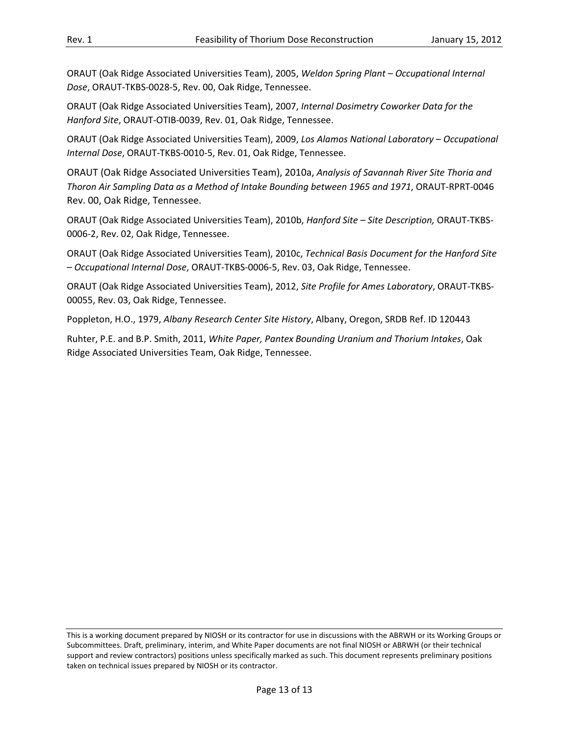ORAUT (Oak Ridge Associated Universities Team), 2005, *Weldon Spring Plant – Occupational Internal Dose*, ORAUT-TKBS-0028-5, Rev. 00, Oak Ridge, Tennessee.

ORAUT (Oak Ridge Associated Universities Team), 2007, *Internal Dosimetry Coworker Data for the Hanford Site*, ORAUT-OTIB-0039, Rev. 01, Oak Ridge, Tennessee.

ORAUT (Oak Ridge Associated Universities Team), 2009, *Los Alamos National Laboratory – Occupational Internal Dose*, ORAUT-TKBS-0010-5, Rev. 01, Oak Ridge, Tennessee.

ORAUT (Oak Ridge Associated Universities Team), 2010a, *Analysis of Savannah River Site Thoria and Thoron Air Sampling Data as a Method of Intake Bounding between 1965 and 1971*, ORAUT-RPRT-0046 Rev. 00, Oak Ridge, Tennessee.

ORAUT (Oak Ridge Associated Universities Team), 2010b, *Hanford Site – Site Description,* ORAUT-TKBS-0006-2, Rev. 02, Oak Ridge, Tennessee.

ORAUT (Oak Ridge Associated Universities Team), 2010c, *Technical Basis Document for the Hanford Site – Occupational Internal Dose*, ORAUT-TKBS-0006-5, Rev. 03, Oak Ridge, Tennessee.

ORAUT (Oak Ridge Associated Universities Team), 2012, *Site Profile for Ames Laboratory*, ORAUT-TKBS-00055, Rev. 03, Oak Ridge, Tennessee.

Poppleton, H.O., 1979, *Albany Research Center Site History*, Albany, Oregon, SRDB Ref. ID 120443

Ruhter, P.E. and B.P. Smith, 2011, *White Paper, Pantex Bounding Uranium and Thorium Intakes*, Oak Ridge Associated Universities Team, Oak Ridge, Tennessee.

This is a working document prepared by NIOSH or its contractor for use in discussions with the ABRWH or its Working Groups or Subcommittees. Draft, preliminary, interim, and White Paper documents are not final NIOSH or ABRWH (or their technical support and review contractors) positions unless specifically marked as such. This document represents preliminary positions taken on technical issues prepared by NIOSH or its contractor.